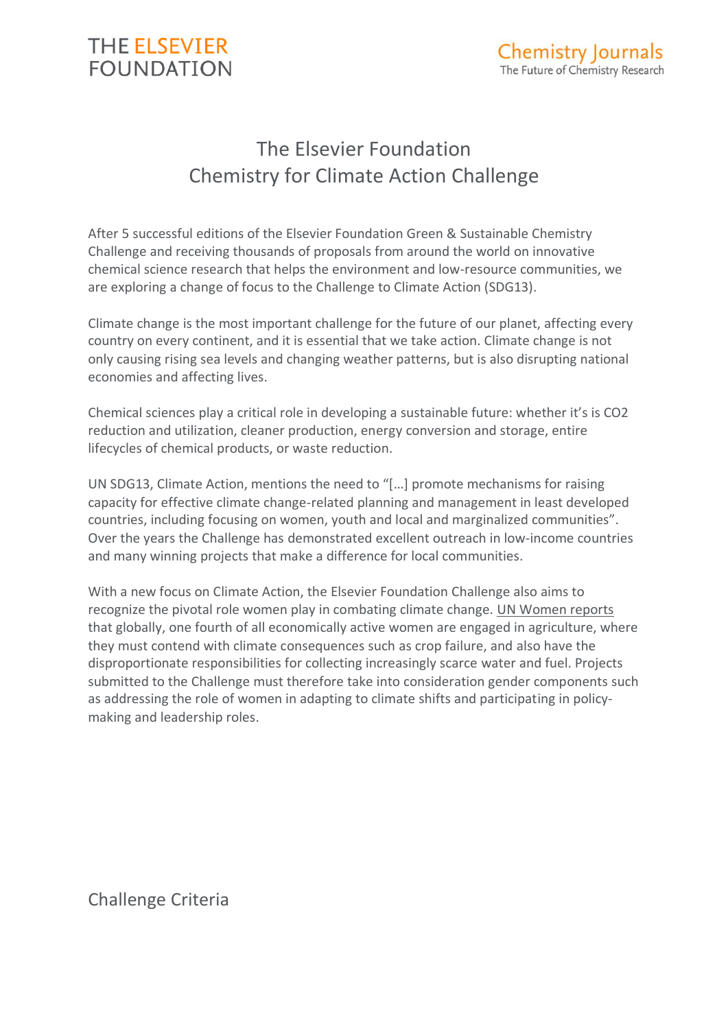THE ELSEVIER FOUNDATION

Chemistry Journals
The Future of Chemistry Research

# The Elsevier Foundation Chemistry for Climate Action Challenge

After 5 successful editions of the Elsevier Foundation Green & Sustainable Chemistry Challenge and receiving thousands of proposals from around the world on innovative chemical science research that helps the environment and low-resource communities, we are exploring a change of focus to the Challenge to Climate Action (SDG13).

Climate change is the most important challenge for the future of our planet, affecting every country on every continent, and it is essential that we take action. Climate change is not only causing rising sea levels and changing weather patterns, but is also disrupting national economies and affecting lives.

Chemical sciences play a critical role in developing a sustainable future: whether it's is CO2 reduction and utilization, cleaner production, energy conversion and storage, entire lifecycles of chemical products, or waste reduction.

UN SDG13, Climate Action, mentions the need to "[…] promote mechanisms for raising capacity for effective climate change-related planning and management in least developed countries, including focusing on women, youth and local and marginalized communities". Over the years the Challenge has demonstrated excellent outreach in low-income countries and many winning projects that make a difference for local communities.

With a new focus on Climate Action, the Elsevier Foundation Challenge also aims to recognize the pivotal role women play in combating climate change. UN Women reports that globally, one fourth of all economically active women are engaged in agriculture, where they must contend with climate consequences such as crop failure, and also have the disproportionate responsibilities for collecting increasingly scarce water and fuel. Projects submitted to the Challenge must therefore take into consideration gender components such as addressing the role of women in adapting to climate shifts and participating in policy-making and leadership roles.

## Challenge Criteria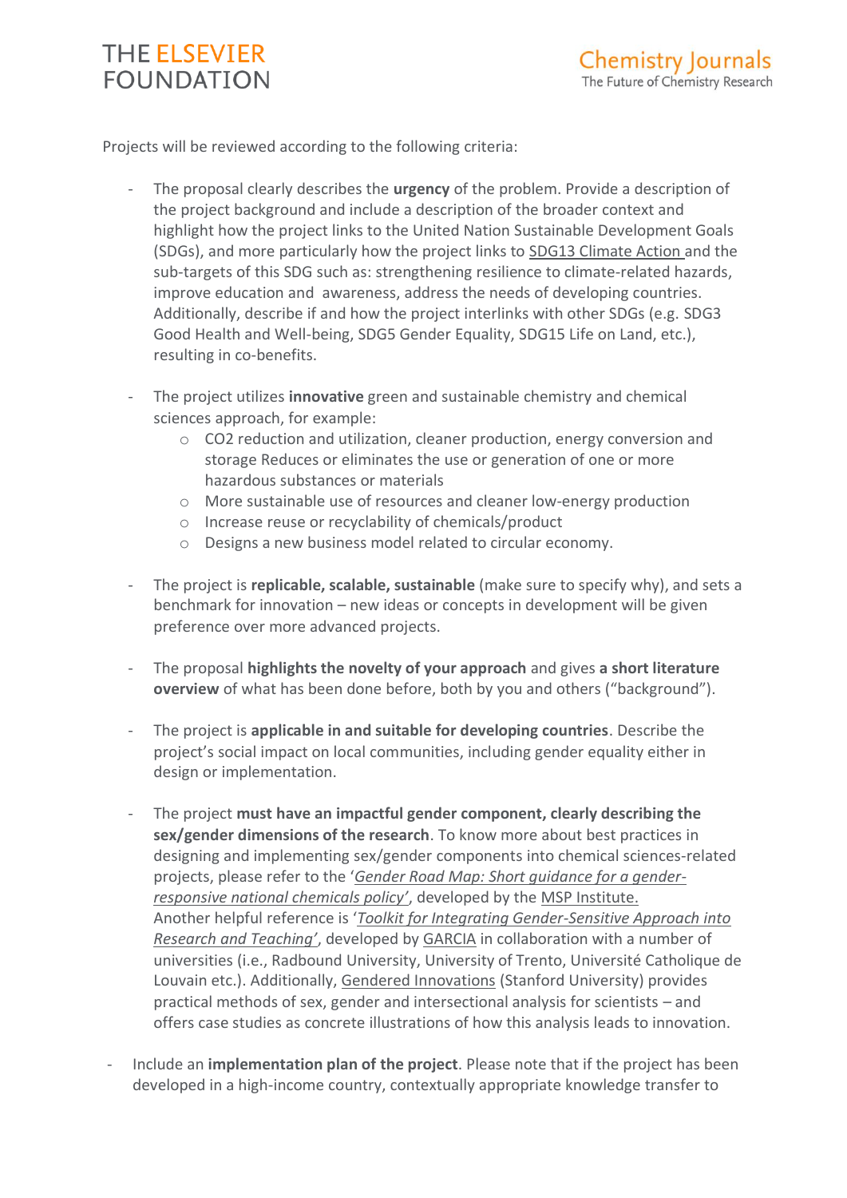Projects will be reviewed according to the following criteria:

- The proposal clearly describes the **urgency** of the problem. Provide a description of the project background and include a description of the broader context and highlight how the project links to the United Nation Sustainable Development Goals (SDGs), and more particularly how the project links to SDG13 Climate Action and the sub-targets of this SDG such as: strengthening resilience to climate-related hazards, improve education and awareness, address the needs of developing countries. Additionally, describe if and how the project interlinks with other SDGs (e.g. SDG3 Good Health and Well-being, SDG5 Gender Equality, SDG15 Life on Land, etc.), resulting in co-benefits.

- The project utilizes **innovative** green and sustainable chemistry and chemical sciences approach, for example:
  - $CO_2$ reduction and utilization, cleaner production, energy conversion and storage Reduces or eliminates the use or generation of one or more hazardous substances or materials
  - More sustainable use of resources and cleaner low-energy production
  - Increase reuse or recyclability of chemicals/product
  - Designs a new business model related to circular economy.

- The project is **replicable, scalable, sustainable** (make sure to specify why), and sets a benchmark for innovation – new ideas or concepts in development will be given preference over more advanced projects.

- The proposal **highlights the novelty of your approach** and gives **a short literature overview** of what has been done before, both by you and others ("background").

- The project is **applicable in and suitable for developing countries**. Describe the project's social impact on local communities, including gender equality either in design or implementation.

- The project **must have an impactful gender component, clearly describing the sex/gender dimensions of the research**. To know more about best practices in designing and implementing sex/gender components into chemical sciences-related projects, please refer to the '*Gender Road Map: Short guidance for a gender-responsive national chemicals policy*', developed by the MSP Institute. Another helpful reference is '*Toolkit for Integrating Gender-Sensitive Approach into Research and Teaching*', developed by GARCIA in collaboration with a number of universities (i.e., Radbound University, University of Trento, Université Catholique de Louvain etc.). Additionally, Gendered Innovations (Stanford University) provides practical methods of sex, gender and intersectional analysis for scientists – and offers case studies as concrete illustrations of how this analysis leads to innovation.

- Include an **implementation plan of the project**. Please note that if the project has been developed in a high-income country, contextually appropriate knowledge transfer to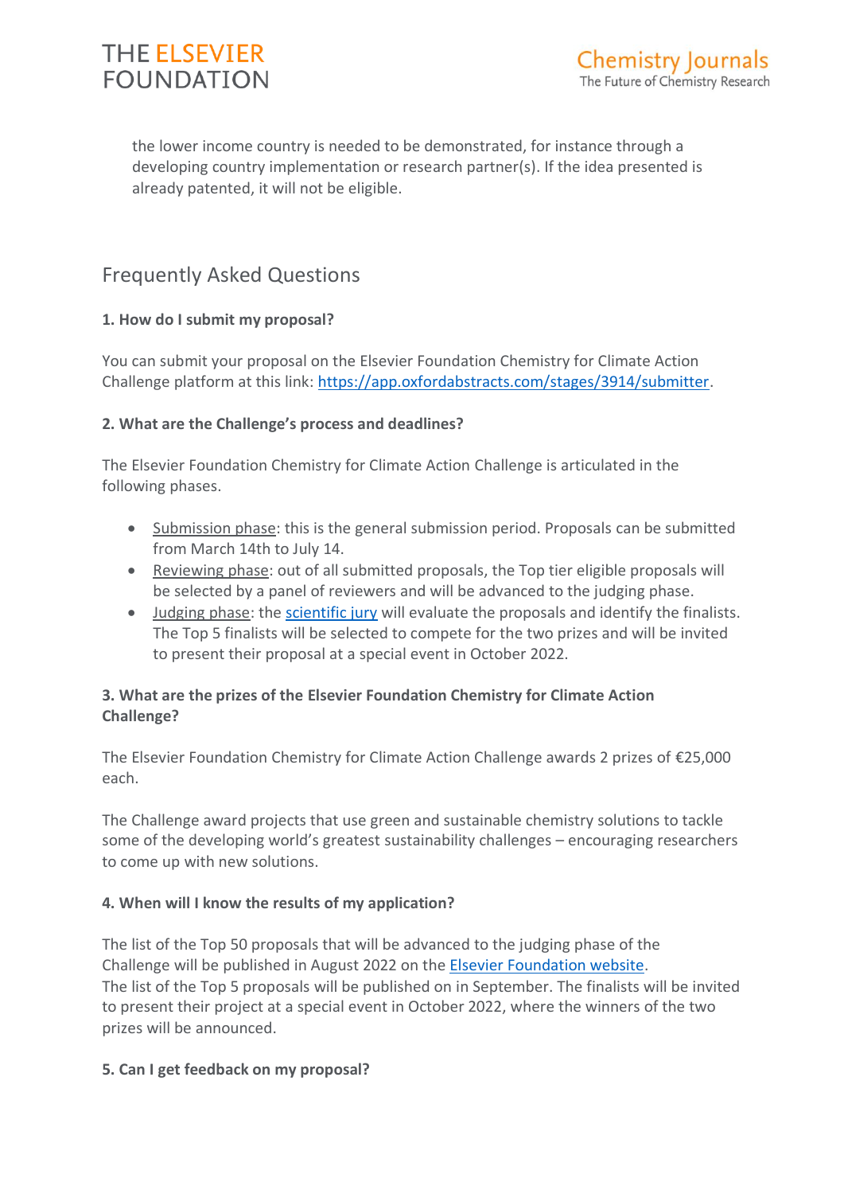the lower income country is needed to be demonstrated, for instance through a developing country implementation or research partner(s). If the idea presented is already patented, it will not be eligible.

## Frequently Asked Questions

**1. How do I submit my proposal?**

You can submit your proposal on the Elsevier Foundation Chemistry for Climate Action Challenge platform at this link: [https://app.oxfordabstracts.com/stages/3914/submitter](https://app.oxfordabstracts.com/stages/3914/submitter).

**2. What are the Challenge's process and deadlines?**

The Elsevier Foundation Chemistry for Climate Action Challenge is articulated in the following phases.

- Submission phase: this is the general submission period. Proposals can be submitted from March 14th to July 14.
- Reviewing phase: out of all submitted proposals, the Top tier eligible proposals will be selected by a panel of reviewers and will be advanced to the judging phase.
- Judging phase: the scientific jury will evaluate the proposals and identify the finalists. The Top 5 finalists will be selected to compete for the two prizes and will be invited to present their proposal at a special event in October 2022.

**3. What are the prizes of the Elsevier Foundation Chemistry for Climate Action Challenge?**

The Elsevier Foundation Chemistry for Climate Action Challenge awards 2 prizes of €25,000 each.

The Challenge award projects that use green and sustainable chemistry solutions to tackle some of the developing world's greatest sustainability challenges – encouraging researchers to come up with new solutions.

**4. When will I know the results of my application?**

The list of the Top 50 proposals that will be advanced to the judging phase of the Challenge will be published in August 2022 on the Elsevier Foundation website.
The list of the Top 5 proposals will be published on in September. The finalists will be invited to present their project at a special event in October 2022, where the winners of the two prizes will be announced.

**5. Can I get feedback on my proposal?**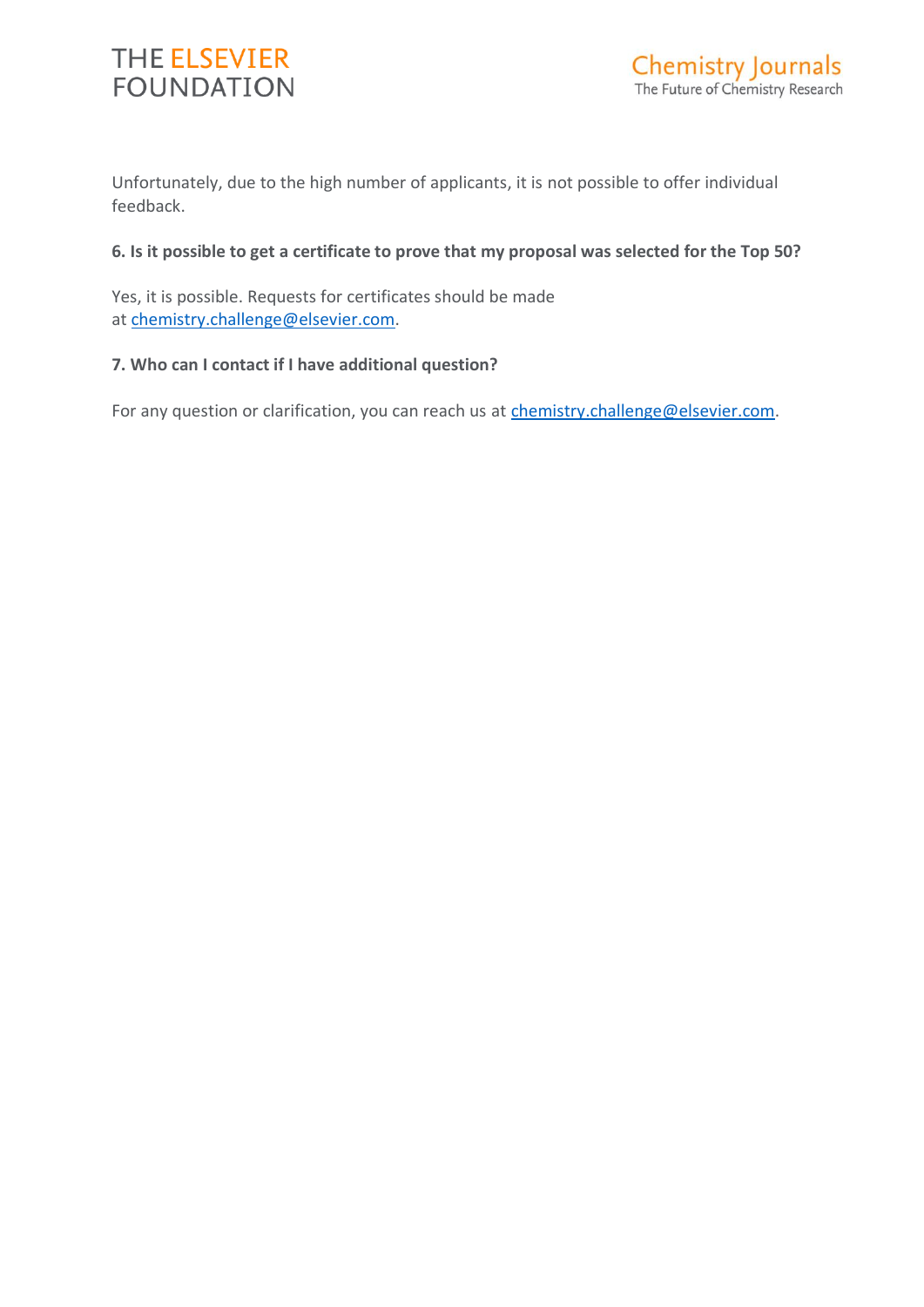Unfortunately, due to the high number of applicants, it is not possible to offer individual feedback.

**6. Is it possible to get a certificate to prove that my proposal was selected for the Top 50?**

Yes, it is possible. Requests for certificates should be made at chemistry.challenge@elsevier.com.

**7. Who can I contact if I have additional question?**

For any question or clarification, you can reach us at chemistry.challenge@elsevier.com.